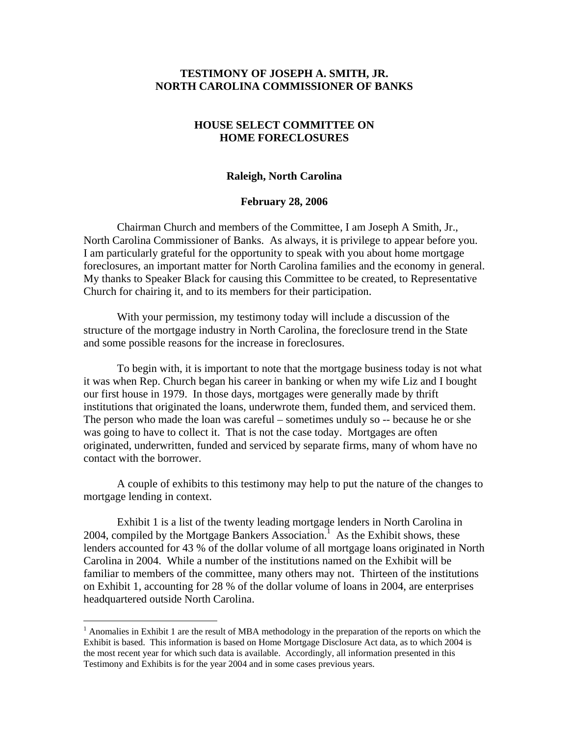**TESTIMONY OF JOSEPH A. SMITH, JR.**
**NORTH CAROLINA COMMISSIONER OF BANKS**

**HOUSE SELECT COMMITTEE ON**
**HOME FORECLOSURES**

**Raleigh, North Carolina**

**February 28, 2006**

Chairman Church and members of the Committee, I am Joseph A Smith, Jr., North Carolina Commissioner of Banks. As always, it is privilege to appear before you. I am particularly grateful for the opportunity to speak with you about home mortgage foreclosures, an important matter for North Carolina families and the economy in general. My thanks to Speaker Black for causing this Committee to be created, to Representative Church for chairing it, and to its members for their participation.

With your permission, my testimony today will include a discussion of the structure of the mortgage industry in North Carolina, the foreclosure trend in the State and some possible reasons for the increase in foreclosures.

To begin with, it is important to note that the mortgage business today is not what it was when Rep. Church began his career in banking or when my wife Liz and I bought our first house in 1979. In those days, mortgages were generally made by thrift institutions that originated the loans, underwrote them, funded them, and serviced them. The person who made the loan was careful – sometimes unduly so -- because he or she was going to have to collect it. That is not the case today. Mortgages are often originated, underwritten, funded and serviced by separate firms, many of whom have no contact with the borrower.

A couple of exhibits to this testimony may help to put the nature of the changes to mortgage lending in context.

Exhibit 1 is a list of the twenty leading mortgage lenders in North Carolina in 2004, compiled by the Mortgage Bankers Association.[1] As the Exhibit shows, these lenders accounted for 43 % of the dollar volume of all mortgage loans originated in North Carolina in 2004. While a number of the institutions named on the Exhibit will be familiar to members of the committee, many others may not. Thirteen of the institutions on Exhibit 1, accounting for 28 % of the dollar volume of loans in 2004, are enterprises headquartered outside North Carolina.

[1] Anomalies in Exhibit 1 are the result of MBA methodology in the preparation of the reports on which the Exhibit is based. This information is based on Home Mortgage Disclosure Act data, as to which 2004 is the most recent year for which such data is available. Accordingly, all information presented in this Testimony and Exhibits is for the year 2004 and in some cases previous years.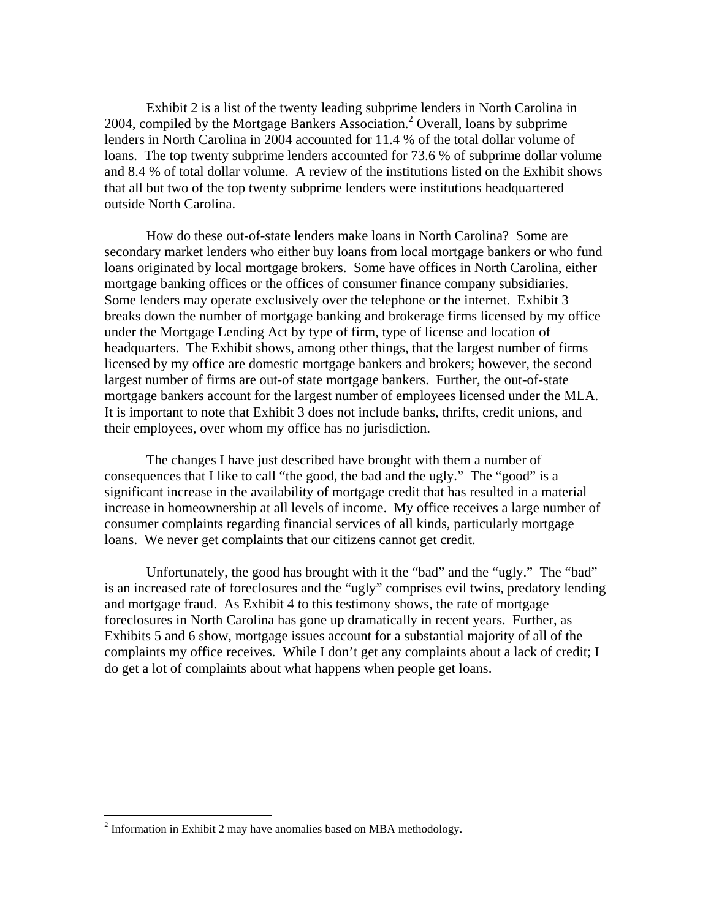Exhibit 2 is a list of the twenty leading subprime lenders in North Carolina in 2004, compiled by the Mortgage Bankers Association.[2] Overall, loans by subprime lenders in North Carolina in 2004 accounted for 11.4 % of the total dollar volume of loans. The top twenty subprime lenders accounted for 73.6 % of subprime dollar volume and 8.4 % of total dollar volume. A review of the institutions listed on the Exhibit shows that all but two of the top twenty subprime lenders were institutions headquartered outside North Carolina.

How do these out-of-state lenders make loans in North Carolina? Some are secondary market lenders who either buy loans from local mortgage bankers or who fund loans originated by local mortgage brokers. Some have offices in North Carolina, either mortgage banking offices or the offices of consumer finance company subsidiaries. Some lenders may operate exclusively over the telephone or the internet. Exhibit 3 breaks down the number of mortgage banking and brokerage firms licensed by my office under the Mortgage Lending Act by type of firm, type of license and location of headquarters. The Exhibit shows, among other things, that the largest number of firms licensed by my office are domestic mortgage bankers and brokers; however, the second largest number of firms are out-of state mortgage bankers. Further, the out-of-state mortgage bankers account for the largest number of employees licensed under the MLA. It is important to note that Exhibit 3 does not include banks, thrifts, credit unions, and their employees, over whom my office has no jurisdiction.

The changes I have just described have brought with them a number of consequences that I like to call "the good, the bad and the ugly." The "good" is a significant increase in the availability of mortgage credit that has resulted in a material increase in homeownership at all levels of income. My office receives a large number of consumer complaints regarding financial services of all kinds, particularly mortgage loans. We never get complaints that our citizens cannot get credit.

Unfortunately, the good has brought with it the "bad" and the "ugly." The "bad" is an increased rate of foreclosures and the "ugly" comprises evil twins, predatory lending and mortgage fraud. As Exhibit 4 to this testimony shows, the rate of mortgage foreclosures in North Carolina has gone up dramatically in recent years. Further, as Exhibits 5 and 6 show, mortgage issues account for a substantial majority of all of the complaints my office receives. While I don't get any complaints about a lack of credit; I <u>do</u> get a lot of complaints about what happens when people get loans.

---

[2] Information in Exhibit 2 may have anomalies based on MBA methodology.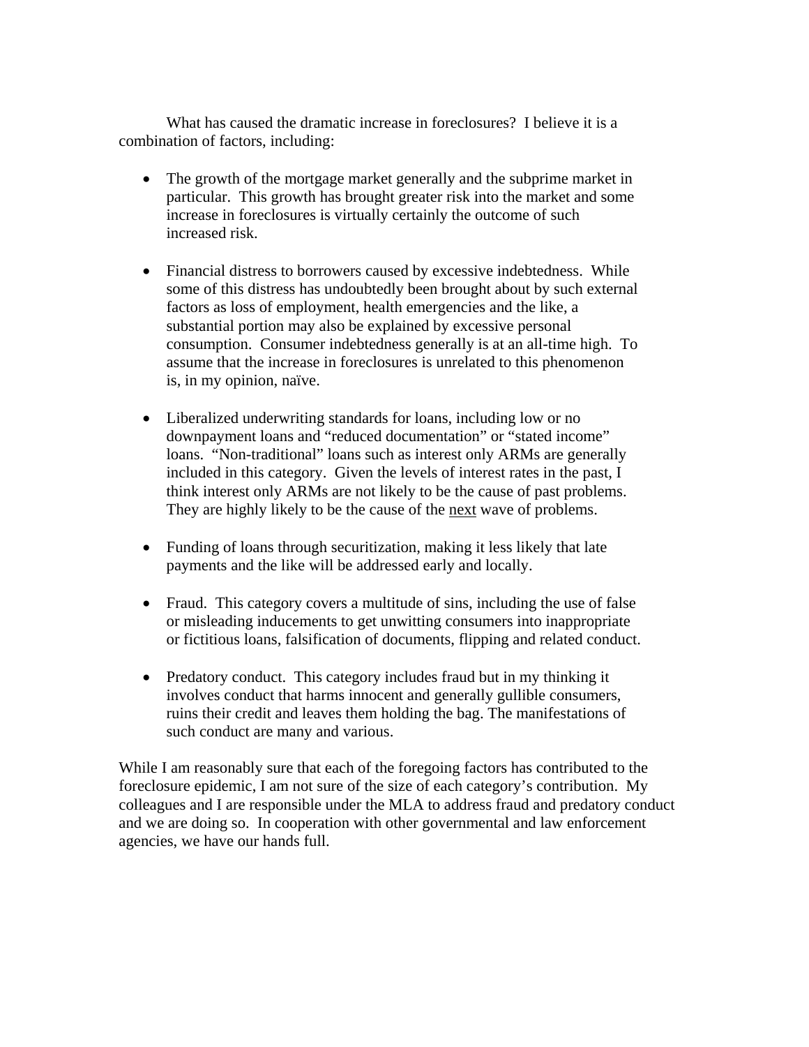What has caused the dramatic increase in foreclosures? I believe it is a combination of factors, including:

- The growth of the mortgage market generally and the subprime market in particular. This growth has brought greater risk into the market and some increase in foreclosures is virtually certainly the outcome of such increased risk.

- Financial distress to borrowers caused by excessive indebtedness. While some of this distress has undoubtedly been brought about by such external factors as loss of employment, health emergencies and the like, a substantial portion may also be explained by excessive personal consumption. Consumer indebtedness generally is at an all-time high. To assume that the increase in foreclosures is unrelated to this phenomenon is, in my opinion, naïve.

- Liberalized underwriting standards for loans, including low or no downpayment loans and "reduced documentation" or "stated income" loans. "Non-traditional" loans such as interest only ARMs are generally included in this category. Given the levels of interest rates in the past, I think interest only ARMs are not likely to be the cause of past problems. They are highly likely to be the cause of the <u>next</u> wave of problems.

- Funding of loans through securitization, making it less likely that late payments and the like will be addressed early and locally.

- Fraud. This category covers a multitude of sins, including the use of false or misleading inducements to get unwitting consumers into inappropriate or fictitious loans, falsification of documents, flipping and related conduct.

- Predatory conduct. This category includes fraud but in my thinking it involves conduct that harms innocent and generally gullible consumers, ruins their credit and leaves them holding the bag. The manifestations of such conduct are many and various.

While I am reasonably sure that each of the foregoing factors has contributed to the foreclosure epidemic, I am not sure of the size of each category's contribution. My colleagues and I are responsible under the MLA to address fraud and predatory conduct and we are doing so. In cooperation with other governmental and law enforcement agencies, we have our hands full.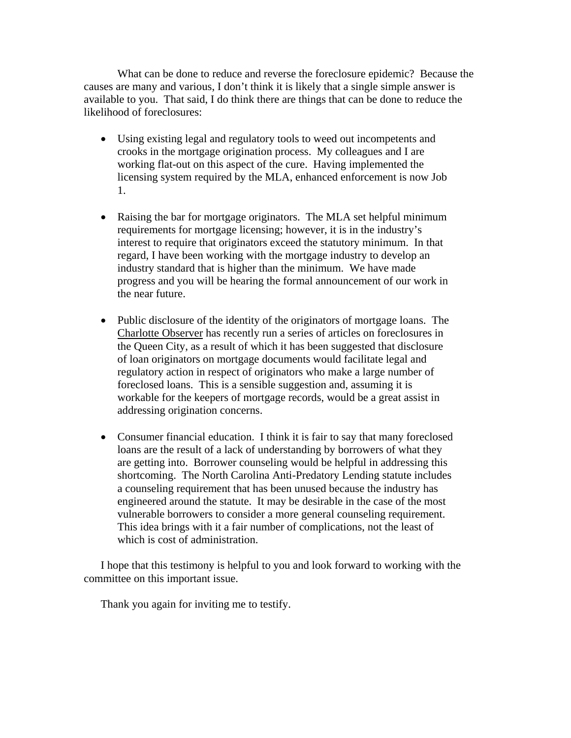What can be done to reduce and reverse the foreclosure epidemic? Because the causes are many and various, I don't think it is likely that a single simple answer is available to you. That said, I do think there are things that can be done to reduce the likelihood of foreclosures:

- Using existing legal and regulatory tools to weed out incompetents and crooks in the mortgage origination process. My colleagues and I are working flat-out on this aspect of the cure. Having implemented the licensing system required by the MLA, enhanced enforcement is now Job 1.

- Raising the bar for mortgage originators. The MLA set helpful minimum requirements for mortgage licensing; however, it is in the industry's interest to require that originators exceed the statutory minimum. In that regard, I have been working with the mortgage industry to develop an industry standard that is higher than the minimum. We have made progress and you will be hearing the formal announcement of our work in the near future.

- Public disclosure of the identity of the originators of mortgage loans. The Charlotte Observer has recently run a series of articles on foreclosures in the Queen City, as a result of which it has been suggested that disclosure of loan originators on mortgage documents would facilitate legal and regulatory action in respect of originators who make a large number of foreclosed loans. This is a sensible suggestion and, assuming it is workable for the keepers of mortgage records, would be a great assist in addressing origination concerns.

- Consumer financial education. I think it is fair to say that many foreclosed loans are the result of a lack of understanding by borrowers of what they are getting into. Borrower counseling would be helpful in addressing this shortcoming. The North Carolina Anti-Predatory Lending statute includes a counseling requirement that has been unused because the industry has engineered around the statute. It may be desirable in the case of the most vulnerable borrowers to consider a more general counseling requirement. This idea brings with it a fair number of complications, not the least of which is cost of administration.

I hope that this testimony is helpful to you and look forward to working with the committee on this important issue.

Thank you again for inviting me to testify.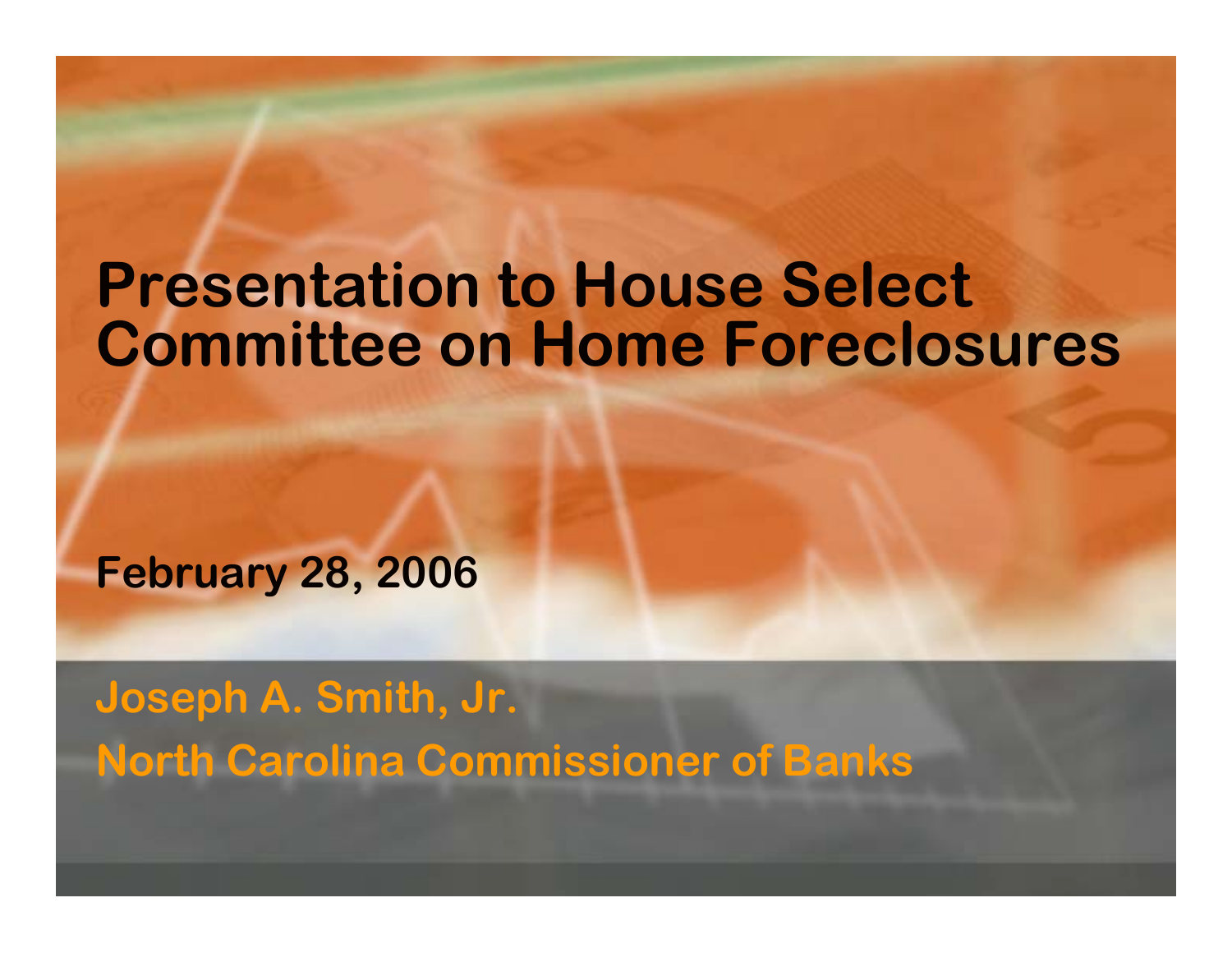# Presentation to House Select Committee on Home Foreclosures

**February 28, 2006**

**Joseph A. Smith, Jr.**

**North Carolina Commissioner of Banks**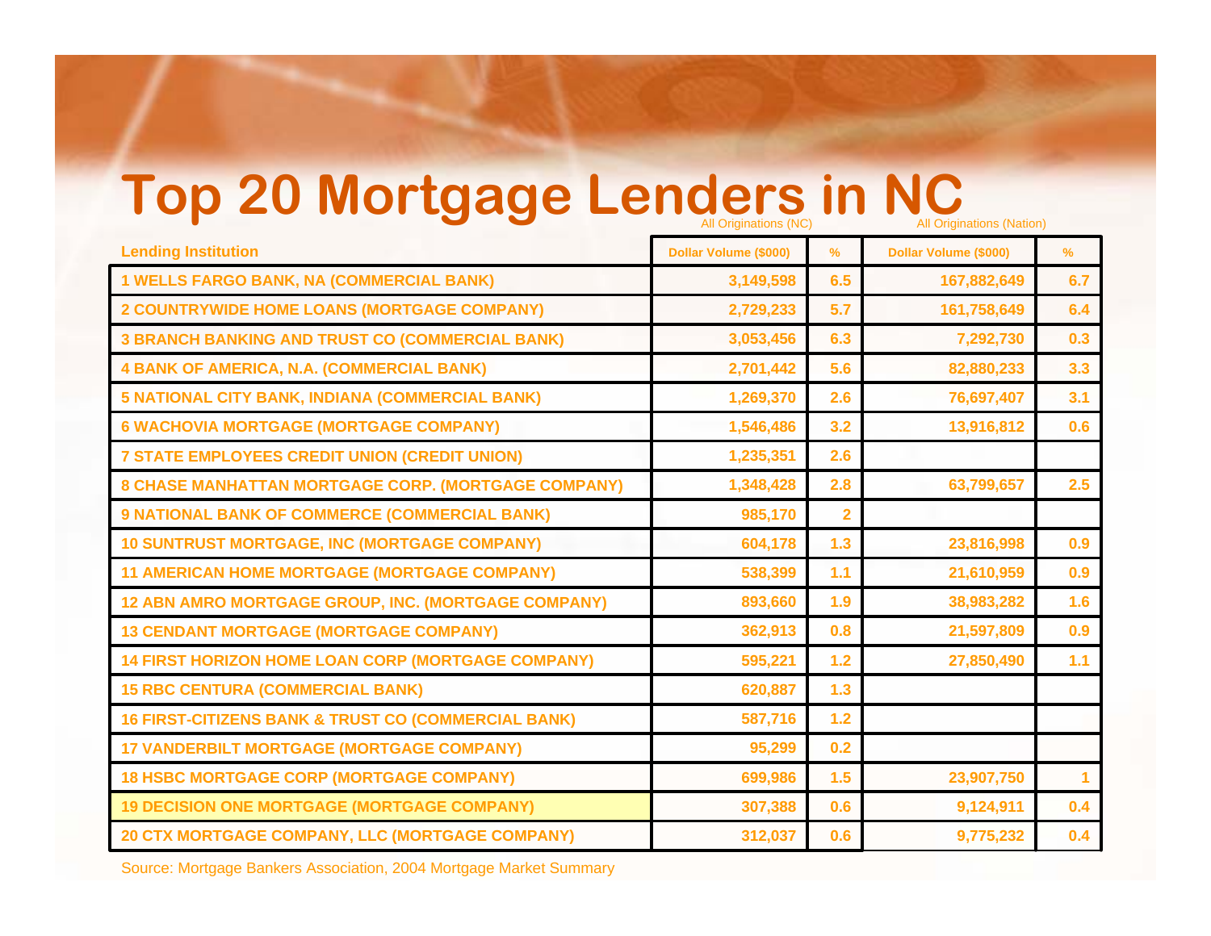# Top 20 Mortgage Lenders in NC

| Lending Institution | All Originations (NC) | | All Originations (Nation) | |
|---|---|---|---|---|
| | Dollar Volume ($000) | % | Dollar Volume ($000) | % |
| 1 WELLS FARGO BANK, NA (COMMERCIAL BANK) | 3,149,598 | 6.5 | 167,882,649 | 6.7 |
| 2 COUNTRYWIDE HOME LOANS (MORTGAGE COMPANY) | 2,729,233 | 5.7 | 161,758,649 | 6.4 |
| 3 BRANCH BANKING AND TRUST CO (COMMERCIAL BANK) | 3,053,456 | 6.3 | 7,292,730 | 0.3 |
| 4 BANK OF AMERICA, N.A. (COMMERCIAL BANK) | 2,701,442 | 5.6 | 82,880,233 | 3.3 |
| 5 NATIONAL CITY BANK, INDIANA (COMMERCIAL BANK) | 1,269,370 | 2.6 | 76,697,407 | 3.1 |
| 6 WACHOVIA MORTGAGE (MORTGAGE COMPANY) | 1,546,486 | 3.2 | 13,916,812 | 0.6 |
| 7 STATE EMPLOYEES CREDIT UNION (CREDIT UNION) | 1,235,351 | 2.6 | | |
| 8 CHASE MANHATTAN MORTGAGE CORP. (MORTGAGE COMPANY) | 1,348,428 | 2.8 | 63,799,657 | 2.5 |
| 9 NATIONAL BANK OF COMMERCE (COMMERCIAL BANK) | 985,170 | 2 | | |
| 10 SUNTRUST MORTGAGE, INC (MORTGAGE COMPANY) | 604,178 | 1.3 | 23,816,998 | 0.9 |
| 11 AMERICAN HOME MORTGAGE (MORTGAGE COMPANY) | 538,399 | 1.1 | 21,610,959 | 0.9 |
| 12 ABN AMRO MORTGAGE GROUP, INC. (MORTGAGE COMPANY) | 893,660 | 1.9 | 38,983,282 | 1.6 |
| 13 CENDANT MORTGAGE (MORTGAGE COMPANY) | 362,913 | 0.8 | 21,597,809 | 0.9 |
| 14 FIRST HORIZON HOME LOAN CORP (MORTGAGE COMPANY) | 595,221 | 1.2 | 27,850,490 | 1.1 |
| 15 RBC CENTURA (COMMERCIAL BANK) | 620,887 | 1.3 | | |
| 16 FIRST-CITIZENS BANK & TRUST CO (COMMERCIAL BANK) | 587,716 | 1.2 | | |
| 17 VANDERBILT MORTGAGE (MORTGAGE COMPANY) | 95,299 | 0.2 | | |
| 18 HSBC MORTGAGE CORP (MORTGAGE COMPANY) | 699,986 | 1.5 | 23,907,750 | 1 |
| 19 DECISION ONE MORTGAGE (MORTGAGE COMPANY) | 307,388 | 0.6 | 9,124,911 | 0.4 |
| 20 CTX MORTGAGE COMPANY, LLC (MORTGAGE COMPANY) | 312,037 | 0.6 | 9,775,232 | 0.4 |

Source: Mortgage Bankers Association, 2004 Mortgage Market Summary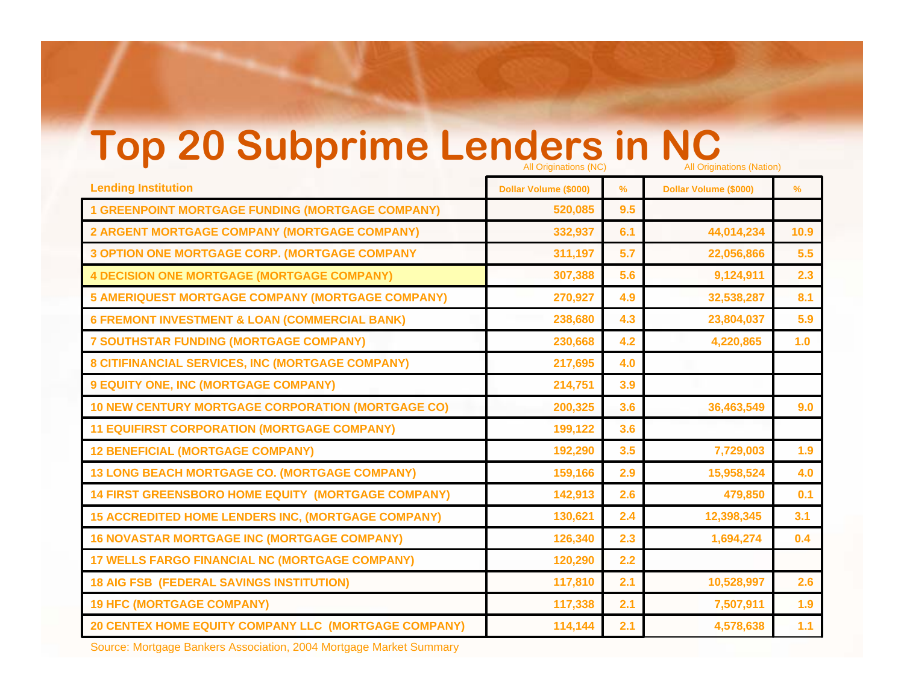# Top 20 Subprime Lenders in NC

| Lending Institution | All Originations (NC) Dollar Volume ($000) | % | All Originations (Nation) Dollar Volume ($000) | % |
|---|---|---|---|---|
| 1 GREENPOINT MORTGAGE FUNDING (MORTGAGE COMPANY) | 520,085 | 9.5 | | |
| 2 ARGENT MORTGAGE COMPANY (MORTGAGE COMPANY) | 332,937 | 6.1 | 44,014,234 | 10.9 |
| 3 OPTION ONE MORTGAGE CORP. (MORTGAGE COMPANY | 311,197 | 5.7 | 22,056,866 | 5.5 |
| 4 DECISION ONE MORTGAGE (MORTGAGE COMPANY) | 307,388 | 5.6 | 9,124,911 | 2.3 |
| 5 AMERIQUEST MORTGAGE COMPANY (MORTGAGE COMPANY) | 270,927 | 4.9 | 32,538,287 | 8.1 |
| 6 FREMONT INVESTMENT & LOAN (COMMERCIAL BANK) | 238,680 | 4.3 | 23,804,037 | 5.9 |
| 7 SOUTHSTAR FUNDING (MORTGAGE COMPANY) | 230,668 | 4.2 | 4,220,865 | 1.0 |
| 8 CITIFINANCIAL SERVICES, INC (MORTGAGE COMPANY) | 217,695 | 4.0 | | |
| 9 EQUITY ONE, INC (MORTGAGE COMPANY) | 214,751 | 3.9 | | |
| 10 NEW CENTURY MORTGAGE CORPORATION (MORTGAGE CO) | 200,325 | 3.6 | 36,463,549 | 9.0 |
| 11 EQUIFIRST CORPORATION (MORTGAGE COMPANY) | 199,122 | 3.6 | | |
| 12 BENEFICIAL (MORTGAGE COMPANY) | 192,290 | 3.5 | 7,729,003 | 1.9 |
| 13 LONG BEACH MORTGAGE CO. (MORTGAGE COMPANY) | 159,166 | 2.9 | 15,958,524 | 4.0 |
| 14 FIRST GREENSBORO HOME EQUITY (MORTGAGE COMPANY) | 142,913 | 2.6 | 479,850 | 0.1 |
| 15 ACCREDITED HOME LENDERS INC, (MORTGAGE COMPANY) | 130,621 | 2.4 | 12,398,345 | 3.1 |
| 16 NOVASTAR MORTGAGE INC (MORTGAGE COMPANY) | 126,340 | 2.3 | 1,694,274 | 0.4 |
| 17 WELLS FARGO FINANCIAL NC (MORTGAGE COMPANY) | 120,290 | 2.2 | | |
| 18 AIG FSB (FEDERAL SAVINGS INSTITUTION) | 117,810 | 2.1 | 10,528,997 | 2.6 |
| 19 HFC (MORTGAGE COMPANY) | 117,338 | 2.1 | 7,507,911 | 1.9 |
| 20 CENTEX HOME EQUITY COMPANY LLC (MORTGAGE COMPANY) | 114,144 | 2.1 | 4,578,638 | 1.1 |

Source: Mortgage Bankers Association, 2004 Mortgage Market Summary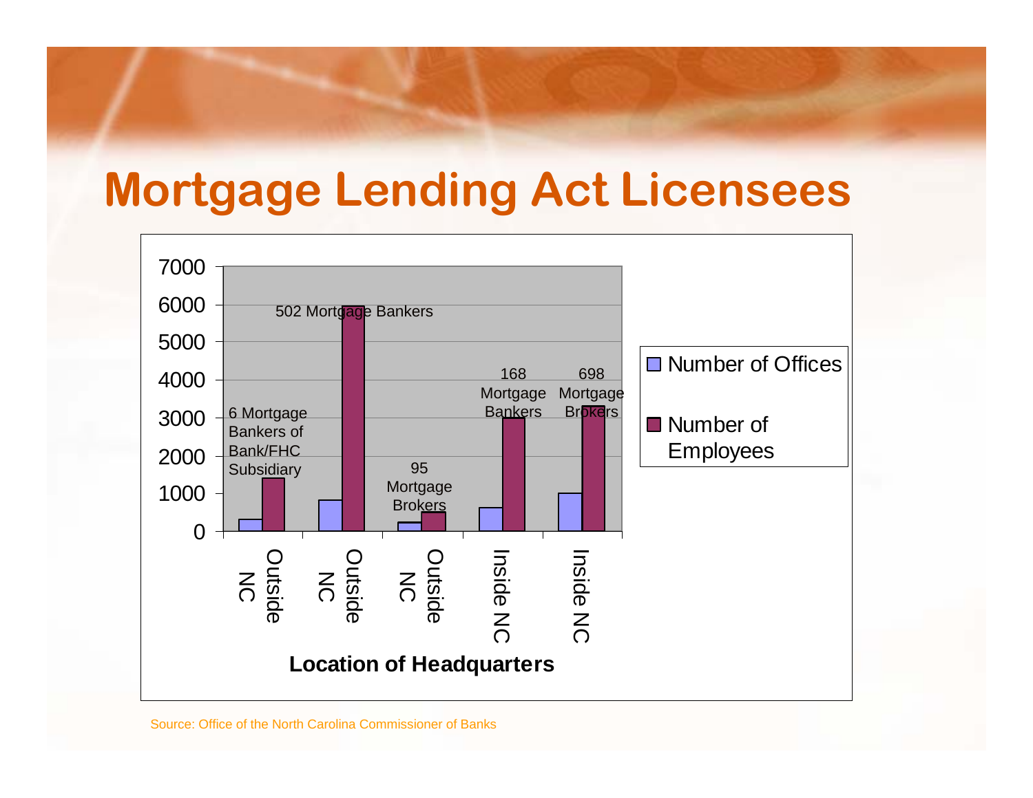# Mortgage Lending Act Licensees

| Location of Headquarters | Label | Number of Offices | Number of Employees |
|---|---|---|---|
| Outside NC | 6 Mortgage Bankers of Bank/FHC Subsidiary | ~300 | ~1400 |
| Outside NC | 502 Mortgage Bankers | ~800 | ~5950 |
| Outside NC | 95 Mortgage Brokers | ~200 | ~500 |
| Inside NC | 168 Mortgage Bankers | ~600 | ~3000 |
| Inside NC | 698 Mortgage Brokers | ~1000 | ~3300 |

Source: Office of the North Carolina Commissioner of Banks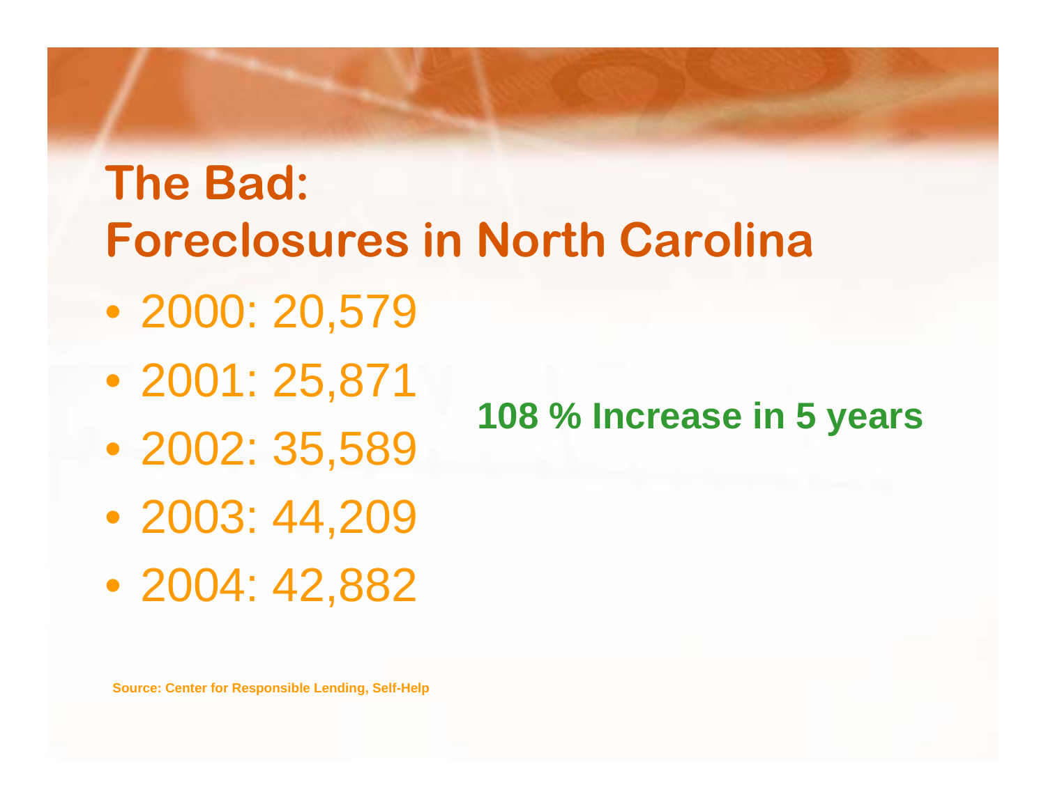# The Bad: Foreclosures in North Carolina

- 2000: 20,579
- 2001: 25,871
- 2002: 35,589
- 2003: 44,209
- 2004: 42,882

**108 % Increase in 5 years**

**Source: Center for Responsible Lending, Self-Help**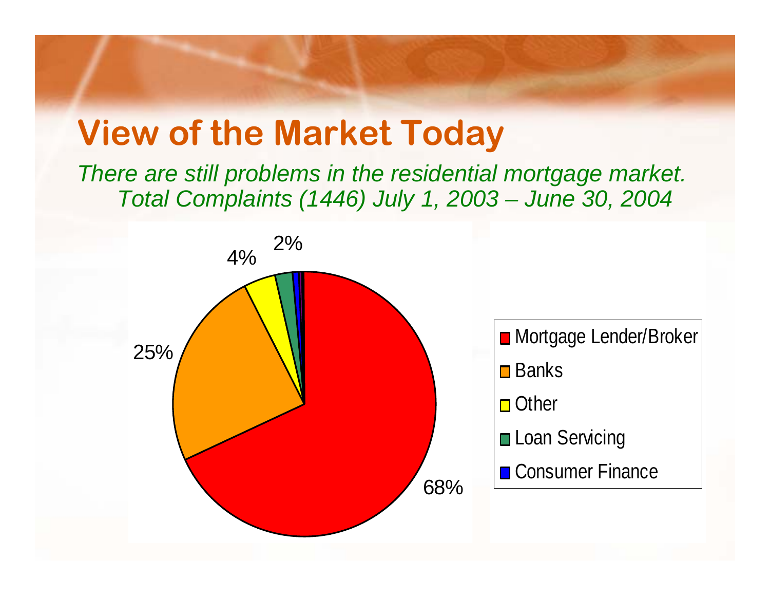# View of the Market Today

*There are still problems in the residential mortgage market.*
*Total Complaints (1446) July 1, 2003 – June 30, 2004*

68%

25%

4%

2%

- Mortgage Lender/Broker
- Banks
- Other
- Loan Servicing
- Consumer Finance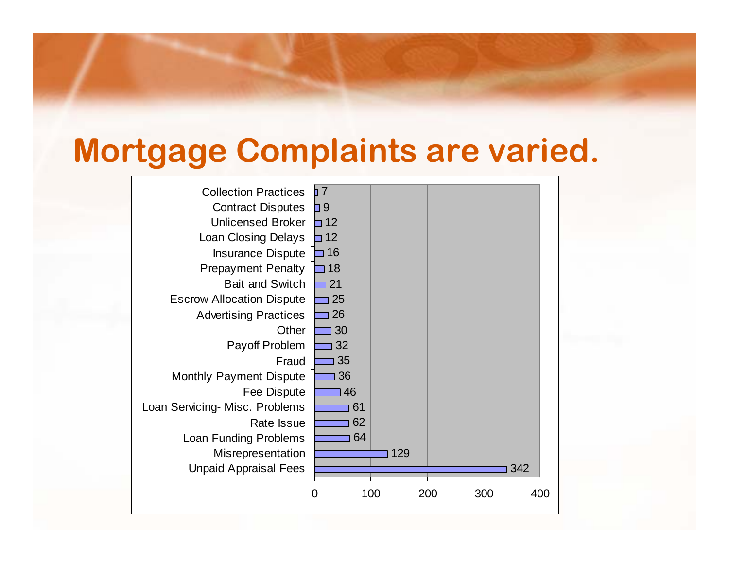# Mortgage Complaints are varied.

Collection Practices 7
Contract Disputes 9
Unlicensed Broker 12
Loan Closing Delays 12
Insurance Dispute 16
Prepayment Penalty 18
Bait and Switch 21
Escrow Allocation Dispute 25
Advertising Practices 26
Other 30
Payoff Problem 32
Fraud 35
Monthly Payment Dispute 36
Fee Dispute 46
Loan Servicing- Misc. Problems 61
Rate Issue 62
Loan Funding Problems 64
Misrepresentation 129
Unpaid Appraisal Fees 342

0 100 200 300 400